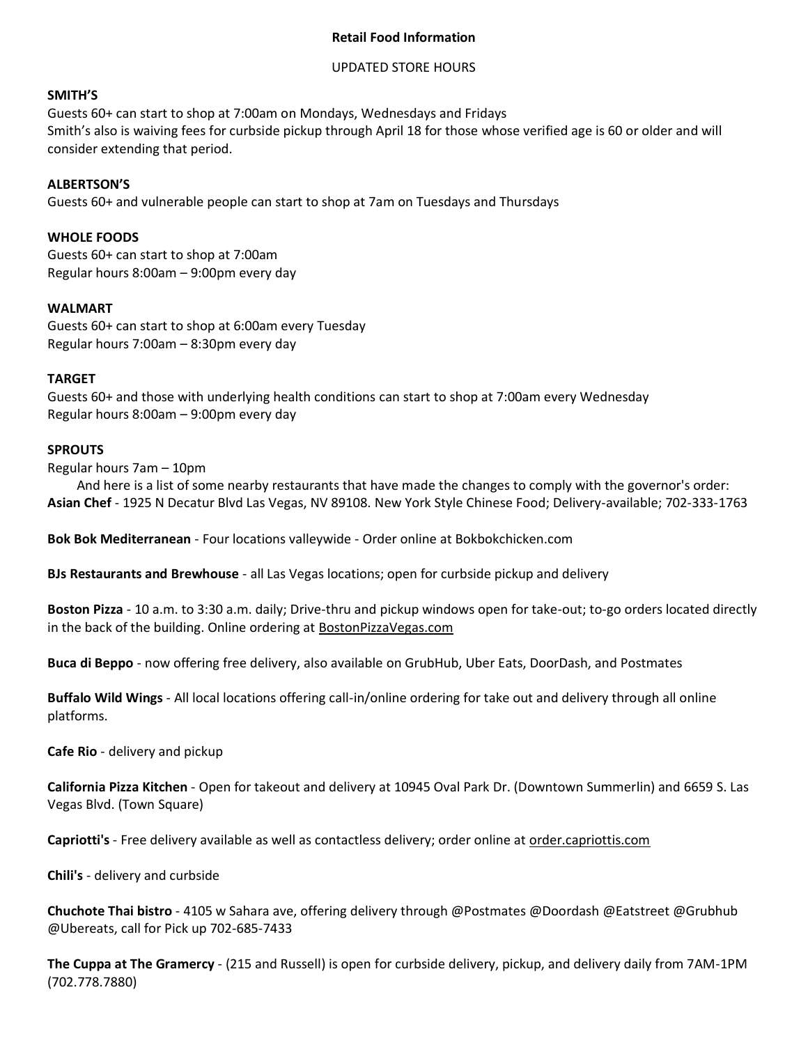# Retail Food Information

UPDATED STORE HOURS

**SMITH'S**
Guests 60+ can start to shop at 7:00am on Mondays, Wednesdays and Fridays
Smith's also is waiving fees for curbside pickup through April 18 for those whose verified age is 60 or older and will consider extending that period.

**ALBERTSON'S**
Guests 60+ and vulnerable people can start to shop at 7am on Tuesdays and Thursdays

**WHOLE FOODS**
Guests 60+ can start to shop at 7:00am
Regular hours 8:00am – 9:00pm every day

**WALMART**
Guests 60+ can start to shop at 6:00am every Tuesday
Regular hours 7:00am – 8:30pm every day

**TARGET**
Guests 60+ and those with underlying health conditions can start to shop at 7:00am every Wednesday
Regular hours 8:00am – 9:00pm every day

**SPROUTS**
Regular hours 7am – 10pm

And here is a list of some nearby restaurants that have made the changes to comply with the governor's order:

**Asian Chef** - 1925 N Decatur Blvd Las Vegas, NV 89108. New York Style Chinese Food; Delivery-available; 702-333-1763

**Bok Bok Mediterranean** - Four locations valleywide - Order online at Bokbokchicken.com

**BJs Restaurants and Brewhouse** - all Las Vegas locations; open for curbside pickup and delivery

**Boston Pizza** - 10 a.m. to 3:30 a.m. daily; Drive-thru and pickup windows open for take-out; to-go orders located directly in the back of the building. Online ordering at BostonPizzaVegas.com

**Buca di Beppo** - now offering free delivery, also available on GrubHub, Uber Eats, DoorDash, and Postmates

**Buffalo Wild Wings** - All local locations offering call-in/online ordering for take out and delivery through all online platforms.

**Cafe Rio** - delivery and pickup

**California Pizza Kitchen** - Open for takeout and delivery at 10945 Oval Park Dr. (Downtown Summerlin) and 6659 S. Las Vegas Blvd. (Town Square)

**Capriotti's** - Free delivery available as well as contactless delivery; order online at order.capriottis.com

**Chili's** - delivery and curbside

**Chuchote Thai bistro** - 4105 w Sahara ave, offering delivery through @Postmates @Doordash @Eatstreet @Grubhub @Ubereats, call for Pick up 702-685-7433

**The Cuppa at The Gramercy** - (215 and Russell) is open for curbside delivery, pickup, and delivery daily from 7AM-1PM (702.778.7880)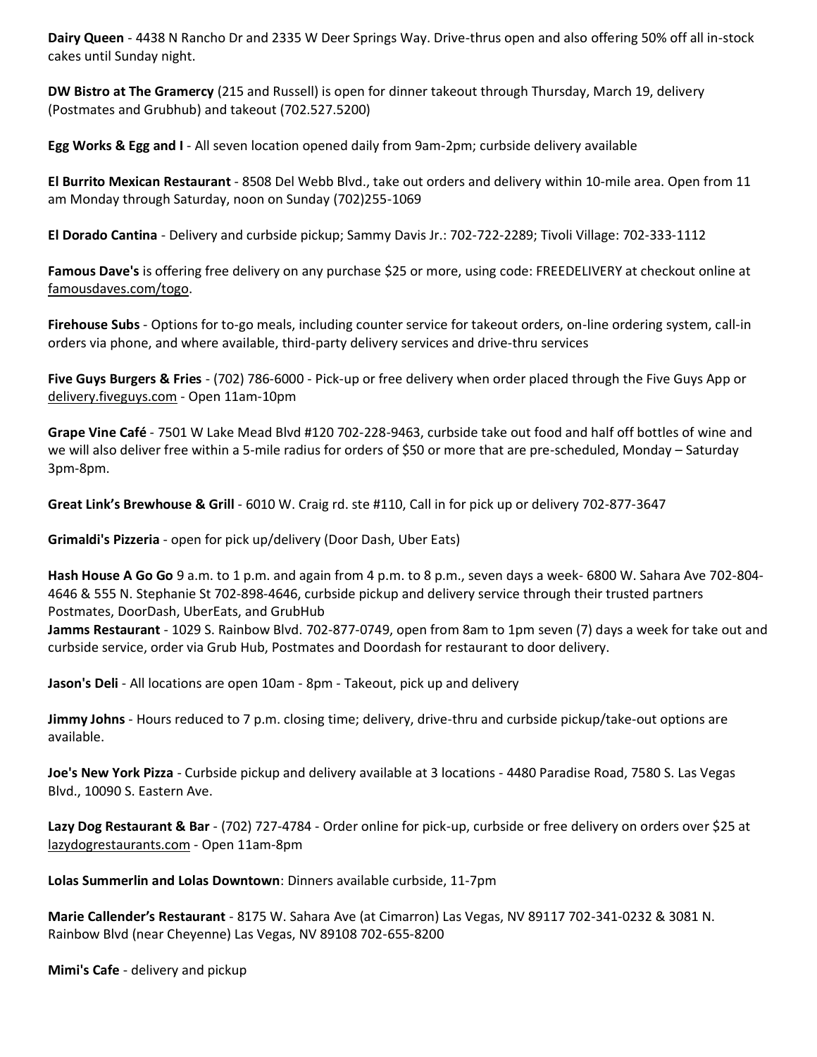**Dairy Queen** - 4438 N Rancho Dr and 2335 W Deer Springs Way. Drive-thrus open and also offering 50% off all in-stock cakes until Sunday night.

**DW Bistro at The Gramercy** (215 and Russell) is open for dinner takeout through Thursday, March 19, delivery (Postmates and Grubhub) and takeout (702.527.5200)

**Egg Works & Egg and I** - All seven location opened daily from 9am-2pm; curbside delivery available

**El Burrito Mexican Restaurant** - 8508 Del Webb Blvd., take out orders and delivery within 10-mile area. Open from 11 am Monday through Saturday, noon on Sunday (702)255-1069

**El Dorado Cantina** - Delivery and curbside pickup; Sammy Davis Jr.: 702-722-2289; Tivoli Village: 702-333-1112

**Famous Dave's** is offering free delivery on any purchase $25 or more, using code: FREEDELIVERY at checkout online at famousdaves.com/togo.

**Firehouse Subs** - Options for to-go meals, including counter service for takeout orders, on-line ordering system, call-in orders via phone, and where available, third-party delivery services and drive-thru services

**Five Guys Burgers & Fries** - (702) 786-6000 - Pick-up or free delivery when order placed through the Five Guys App or delivery.fiveguys.com - Open 11am-10pm

**Grape Vine Café** - 7501 W Lake Mead Blvd #120 702-228-9463, curbside take out food and half off bottles of wine and we will also deliver free within a 5-mile radius for orders of $50 or more that are pre-scheduled, Monday – Saturday 3pm-8pm.

**Great Link's Brewhouse & Grill** - 6010 W. Craig rd. ste #110, Call in for pick up or delivery 702-877-3647

**Grimaldi's Pizzeria** - open for pick up/delivery (Door Dash, Uber Eats)

**Hash House A Go Go** 9 a.m. to 1 p.m. and again from 4 p.m. to 8 p.m., seven days a week- 6800 W. Sahara Ave 702-804-4646 & 555 N. Stephanie St 702-898-4646, curbside pickup and delivery service through their trusted partners Postmates, DoorDash, UberEats, and GrubHub

**Jamms Restaurant** - 1029 S. Rainbow Blvd. 702-877-0749, open from 8am to 1pm seven (7) days a week for take out and curbside service, order via Grub Hub, Postmates and Doordash for restaurant to door delivery.

**Jason's Deli** - All locations are open 10am - 8pm - Takeout, pick up and delivery

**Jimmy Johns** - Hours reduced to 7 p.m. closing time; delivery, drive-thru and curbside pickup/take-out options are available.

**Joe's New York Pizza** - Curbside pickup and delivery available at 3 locations - 4480 Paradise Road, 7580 S. Las Vegas Blvd., 10090 S. Eastern Ave.

**Lazy Dog Restaurant & Bar** - (702) 727-4784 - Order online for pick-up, curbside or free delivery on orders over $25 at lazydogrestaurants.com - Open 11am-8pm

**Lolas Summerlin and Lolas Downtown**: Dinners available curbside, 11-7pm

**Marie Callender's Restaurant** - 8175 W. Sahara Ave (at Cimarron) Las Vegas, NV 89117 702-341-0232 & 3081 N. Rainbow Blvd (near Cheyenne) Las Vegas, NV 89108 702-655-8200

**Mimi's Cafe** - delivery and pickup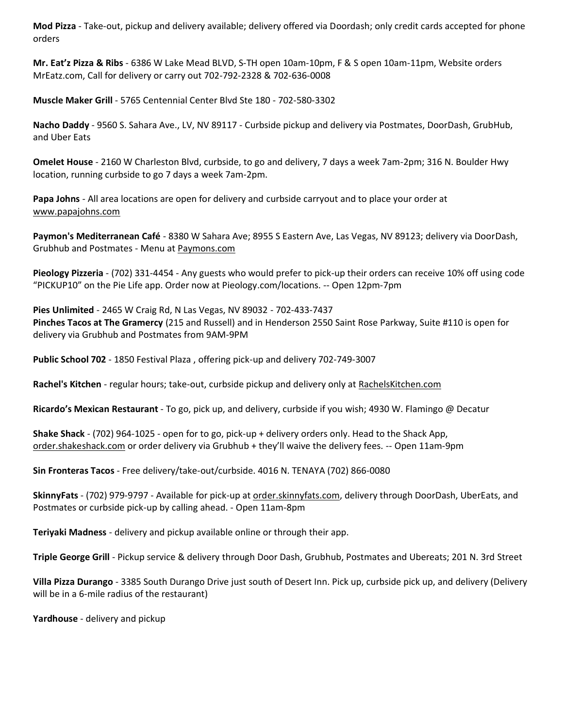**Mod Pizza** - Take-out, pickup and delivery available; delivery offered via Doordash; only credit cards accepted for phone orders

**Mr. Eat'z Pizza & Ribs** - 6386 W Lake Mead BLVD, S-TH open 10am-10pm, F & S open 10am-11pm, Website orders MrEatz.com, Call for delivery or carry out 702-792-2328 & 702-636-0008

**Muscle Maker Grill** - 5765 Centennial Center Blvd Ste 180 - 702-580-3302

**Nacho Daddy** - 9560 S. Sahara Ave., LV, NV 89117 - Curbside pickup and delivery via Postmates, DoorDash, GrubHub, and Uber Eats

**Omelet House** - 2160 W Charleston Blvd, curbside, to go and delivery, 7 days a week 7am-2pm; 316 N. Boulder Hwy location, running curbside to go 7 days a week 7am-2pm.

**Papa Johns** - All area locations are open for delivery and curbside carryout and to place your order at www.papajohns.com

**Paymon's Mediterranean Café** - 8380 W Sahara Ave; 8955 S Eastern Ave, Las Vegas, NV 89123; delivery via DoorDash, Grubhub and Postmates - Menu at Paymons.com

**Pieology Pizzeria** - (702) 331-4454 - Any guests who would prefer to pick-up their orders can receive 10% off using code "PICKUP10" on the Pie Life app. Order now at Pieology.com/locations. -- Open 12pm-7pm

**Pies Unlimited** - 2465 W Craig Rd, N Las Vegas, NV 89032 - 702-433-7437
**Pinches Tacos at The Gramercy** (215 and Russell) and in Henderson 2550 Saint Rose Parkway, Suite #110 is open for delivery via Grubhub and Postmates from 9AM-9PM

**Public School 702** - 1850 Festival Plaza , offering pick-up and delivery 702-749-3007

**Rachel's Kitchen** - regular hours; take-out, curbside pickup and delivery only at RachelsKitchen.com

**Ricardo's Mexican Restaurant** - To go, pick up, and delivery, curbside if you wish; 4930 W. Flamingo @ Decatur

**Shake Shack** - (702) 964-1025 - open for to go, pick-up + delivery orders only. Head to the Shack App, order.shakeshack.com or order delivery via Grubhub + they'll waive the delivery fees. -- Open 11am-9pm

**Sin Fronteras Tacos** - Free delivery/take-out/curbside. 4016 N. TENAYA (702) 866-0080

**SkinnyFats** - (702) 979-9797 - Available for pick-up at order.skinnyfats.com, delivery through DoorDash, UberEats, and Postmates or curbside pick-up by calling ahead. - Open 11am-8pm

**Teriyaki Madness** - delivery and pickup available online or through their app.

**Triple George Grill** - Pickup service & delivery through Door Dash, Grubhub, Postmates and Ubereats; 201 N. 3rd Street

**Villa Pizza Durango** - 3385 South Durango Drive just south of Desert Inn. Pick up, curbside pick up, and delivery (Delivery will be in a 6-mile radius of the restaurant)

**Yardhouse** - delivery and pickup